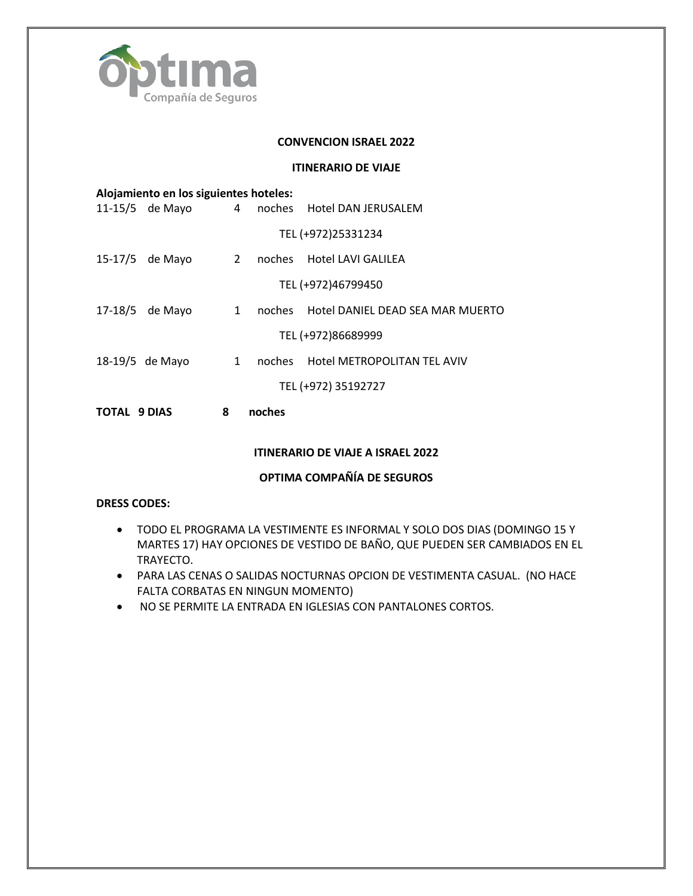**CONVENCION ISRAEL 2022**

**ITINERARIO DE VIAJE**

**Alojamiento en los siguientes hoteles:**

| | | | |
|---|---|---|---|
| 11-15/5 de Mayo | 4 | noches | Hotel DAN JERUSALEM |
| | | | TEL (+972)25331234 |
| 15-17/5 de Mayo | 2 | noches | Hotel LAVI GALILEA |
| | | | TEL (+972)46799450 |
| 17-18/5 de Mayo | 1 | noches | Hotel DANIEL DEAD SEA MAR MUERTO |
| | | | TEL (+972)86689999 |
| 18-19/5 de Mayo | 1 | noches | Hotel METROPOLITAN TEL AVIV |
| | | | TEL (+972) 35192727 |
| **TOTAL 9 DIAS** | **8** | **noches** | |

**ITINERARIO DE VIAJE A ISRAEL 2022**

**OPTIMA COMPAÑÍA DE SEGUROS**

**DRESS CODES:**

- TODO EL PROGRAMA LA VESTIMENTE ES INFORMAL Y SOLO DOS DIAS (DOMINGO 15 Y MARTES 17) HAY OPCIONES DE VESTIDO DE BAÑO, QUE PUEDEN SER CAMBIADOS EN EL TRAYECTO.
- PARA LAS CENAS O SALIDAS NOCTURNAS OPCION DE VESTIMENTA CASUAL. (NO HACE FALTA CORBATAS EN NINGUN MOMENTO)
- NO SE PERMITE LA ENTRADA EN IGLESIAS CON PANTALONES CORTOS.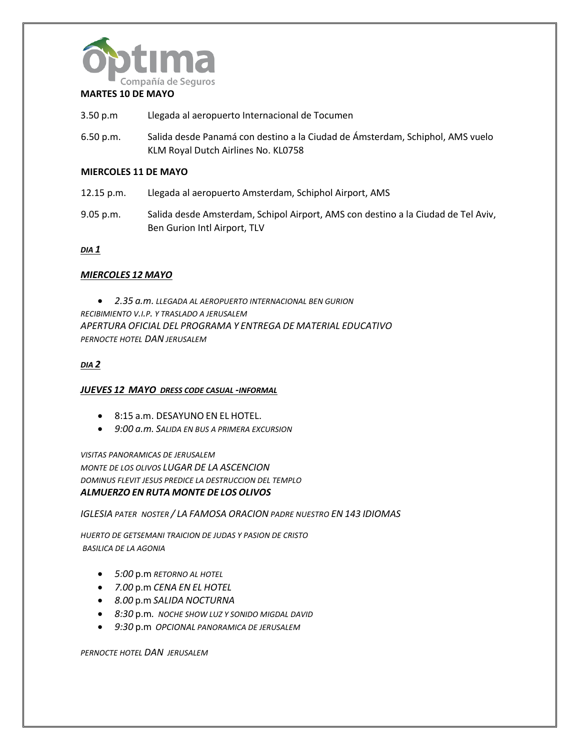**MARTES 10 DE MAYO**

3.50 p.m Llegada al aeropuerto Internacional de Tocumen

6.50 p.m. Salida desde Panamá con destino a la Ciudad de Ámsterdam, Schiphol, AMS vuelo KLM Royal Dutch Airlines No. KL0758

**MIERCOLES 11 DE MAYO**

12.15 p.m. Llegada al aeropuerto Amsterdam, Schiphol Airport, AMS

9.05 p.m. Salida desde Amsterdam, Schipol Airport, AMS con destino a la Ciudad de Tel Aviv, Ben Gurion Intl Airport, TLV

***DIA 1***

***MIERCOLES 12 MAYO***

- *2.35 a.m. LLEGADA AL AEROPUERTO INTERNACIONAL BEN GURION*

*RECIBIMIENTO V.I.P. Y TRASLADO A JERUSALEM*
*APERTURA OFICIAL DEL PROGRAMA Y ENTREGA DE MATERIAL EDUCATIVO*
*PERNOCTE HOTEL DAN JERUSALEM*

***DIA 2***

***JUEVES 12 MAYO DRESS CODE CASUAL -INFORMAL***

- 8:15 a.m. DESAYUNO EN EL HOTEL.
- *9:00 a.m. SALIDA EN BUS A PRIMERA EXCURSION*

*VISITAS PANORAMICAS DE JERUSALEM*
*MONTE DE LOS OLIVOS LUGAR DE LA ASCENCION*
*DOMINUS FLEVIT JESUS PREDICE LA DESTRUCCION DEL TEMPLO*
***ALMUERZO EN RUTA MONTE DE LOS OLIVOS***

*IGLESIA PATER NOSTER / LA FAMOSA ORACION PADRE NUESTRO EN 143 IDIOMAS*

*HUERTO DE GETSEMANI TRAICION DE JUDAS Y PASION DE CRISTO*
*BASILICA DE LA AGONIA*

- *5:00* p.m *RETORNO AL HOTEL*
- *7.00* p.m *CENA EN EL HOTEL*
- *8.00* p.m *SALIDA NOCTURNA*
- *8:30* p.m. *NOCHE SHOW LUZ Y SONIDO MIGDAL DAVID*
- *9:30* p.m *OPCIONAL PANORAMICA DE JERUSALEM*

*PERNOCTE HOTEL DAN JERUSALEM*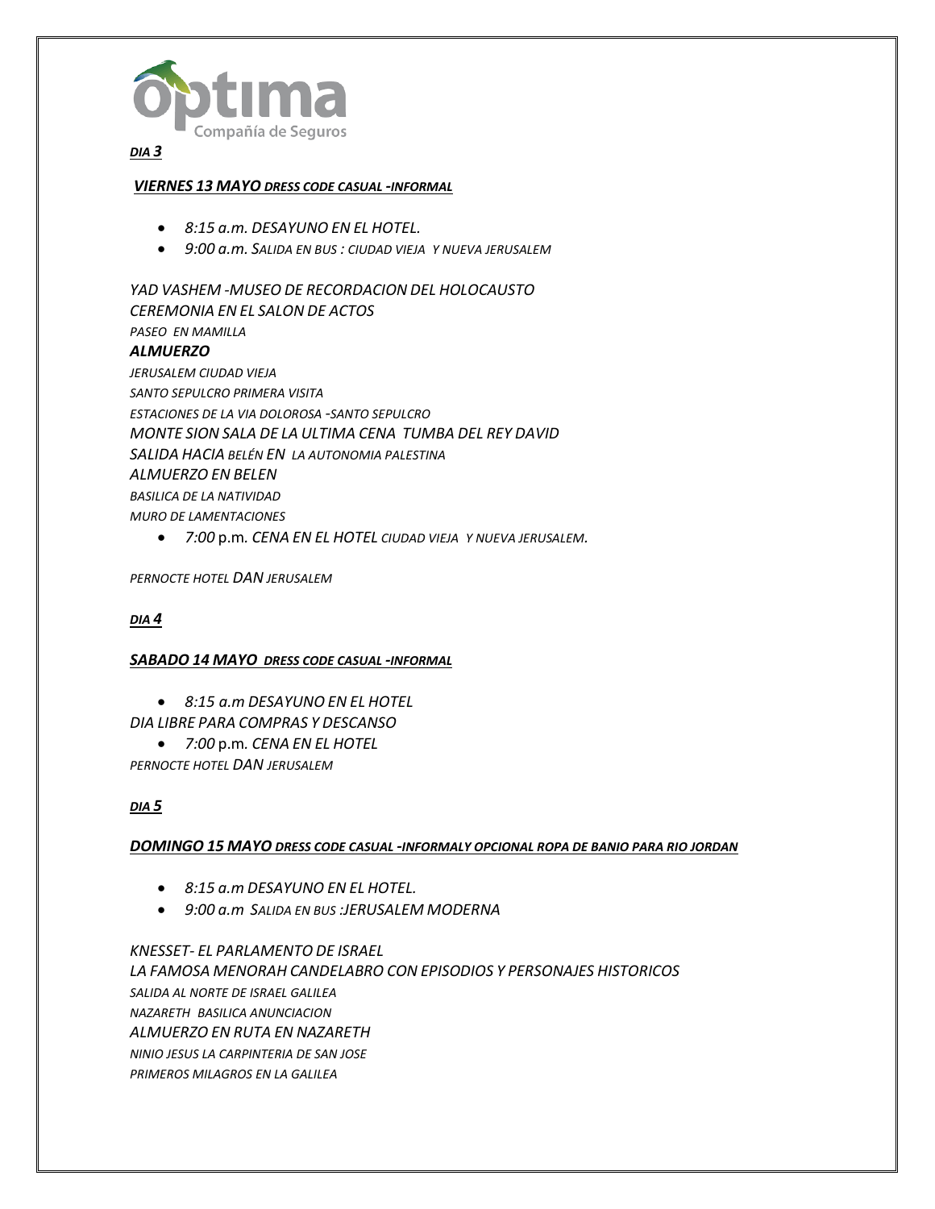Optima Compañía de Seguros

***DIA 3***

***VIERNES 13 MAYO** DRESS CODE CASUAL -INFORMAL*

- *8:15 a.m. DESAYUNO EN EL HOTEL.*
- *9:00 a.m. SALIDA EN BUS : CIUDAD VIEJA Y NUEVA JERUSALEM*

*YAD VASHEM -MUSEO DE RECORDACION DEL HOLOCAUSTO*
*CEREMONIA EN EL SALON DE ACTOS*
*PASEO EN MAMILLA*
***ALMUERZO***
*JERUSALEM CIUDAD VIEJA*
*SANTO SEPULCRO PRIMERA VISITA*
*ESTACIONES DE LA VIA DOLOROSA -SANTO SEPULCRO*
*MONTE SION SALA DE LA ULTIMA CENA TUMBA DEL REY DAVID*
*SALIDA HACIA BELÉN EN LA AUTONOMIA PALESTINA*
*ALMUERZO EN BELEN*
*BASILICA DE LA NATIVIDAD*
*MURO DE LAMENTACIONES*

- *7:00* p.m. *CENA EN EL HOTEL CIUDAD VIEJA Y NUEVA JERUSALEM.*

*PERNOCTE HOTEL DAN JERUSALEM*

***DIA 4***

***SABADO 14 MAYO DRESS CODE CASUAL -INFORMAL***

- *8:15 a.m DESAYUNO EN EL HOTEL*

*DIA LIBRE PARA COMPRAS Y DESCANSO*

- *7:00* p.m. *CENA EN EL HOTEL*

*PERNOCTE HOTEL DAN JERUSALEM*

***DIA 5***

***DOMINGO 15 MAYO DRESS CODE CASUAL -INFORMALY OPCIONAL ROPA DE BANIO PARA RIO JORDAN***

- *8:15 a.m DESAYUNO EN EL HOTEL.*
- *9:00 a.m SALIDA EN BUS :JERUSALEM MODERNA*

*KNESSET- EL PARLAMENTO DE ISRAEL*
*LA FAMOSA MENORAH CANDELABRO CON EPISODIOS Y PERSONAJES HISTORICOS*
*SALIDA AL NORTE DE ISRAEL GALILEA*
*NAZARETH BASILICA ANUNCIACION*
*ALMUERZO EN RUTA EN NAZARETH*
*NINIO JESUS LA CARPINTERIA DE SAN JOSE*
*PRIMEROS MILAGROS EN LA GALILEA*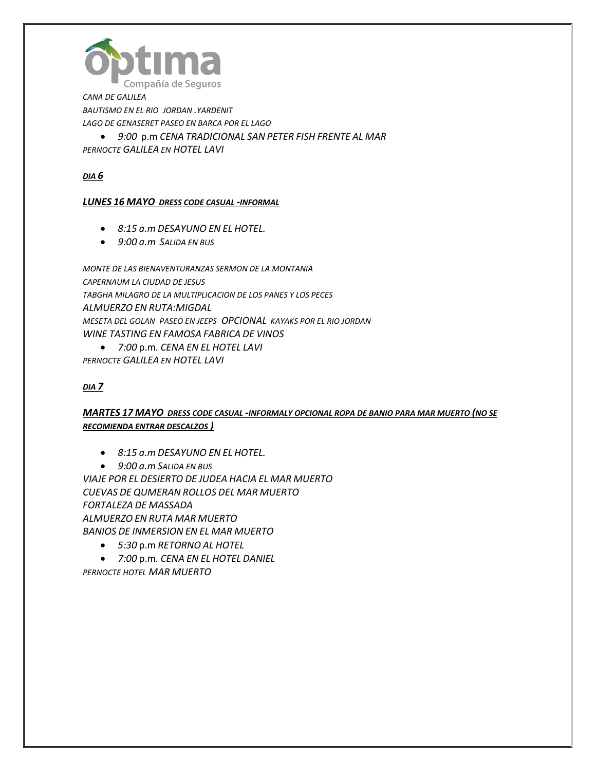*CANA DE GALILEA*

*BAUTISMO EN EL RIO JORDAN .YARDENIT*

*LAGO DE GENASERET PASEO EN BARCA POR EL LAGO*

- *9:00* p.m *CENA TRADICIONAL SAN PETER FISH FRENTE AL MAR*

*PERNOCTE GALILEA EN HOTEL LAVI*

***DIA 6***

***LUNES 16 MAYO DRESS CODE CASUAL -INFORMAL***

- *8:15 a.m DESAYUNO EN EL HOTEL.*
- *9:00 a.m SALIDA EN BUS*

*MONTE DE LAS BIENAVENTURANZAS SERMON DE LA MONTANIA*

*CAPERNAUM LA CIUDAD DE JESUS*

*TABGHA MILAGRO DE LA MULTIPLICACION DE LOS PANES Y LOS PECES*

*ALMUERZO EN RUTA:MIGDAL*

*MESETA DEL GOLAN PASEO EN JEEPS OPCIONAL KAYAKS POR EL RIO JORDAN*

*WINE TASTING EN FAMOSA FABRICA DE VINOS*

- *7:00* p.m. *CENA EN EL HOTEL LAVI*

*PERNOCTE GALILEA EN HOTEL LAVI*

***DIA 7***

***MARTES 17 MAYO DRESS CODE CASUAL -INFORMALY OPCIONAL ROPA DE BANIO PARA MAR MUERTO (NO SE RECOMIENDA ENTRAR DESCALZOS )***

- *8:15 a.m DESAYUNO EN EL HOTEL.*
- *9:00 a.m SALIDA EN BUS*

*VIAJE POR EL DESIERTO DE JUDEA HACIA EL MAR MUERTO*

*CUEVAS DE QUMERAN ROLLOS DEL MAR MUERTO*

*FORTALEZA DE MASSADA*

*ALMUERZO EN RUTA MAR MUERTO*

*BANIOS DE INMERSION EN EL MAR MUERTO*

- *5:30* p.m *RETORNO AL HOTEL*
- *7:00* p.m. *CENA EN EL HOTEL DANIEL*

*PERNOCTE HOTEL MAR MUERTO*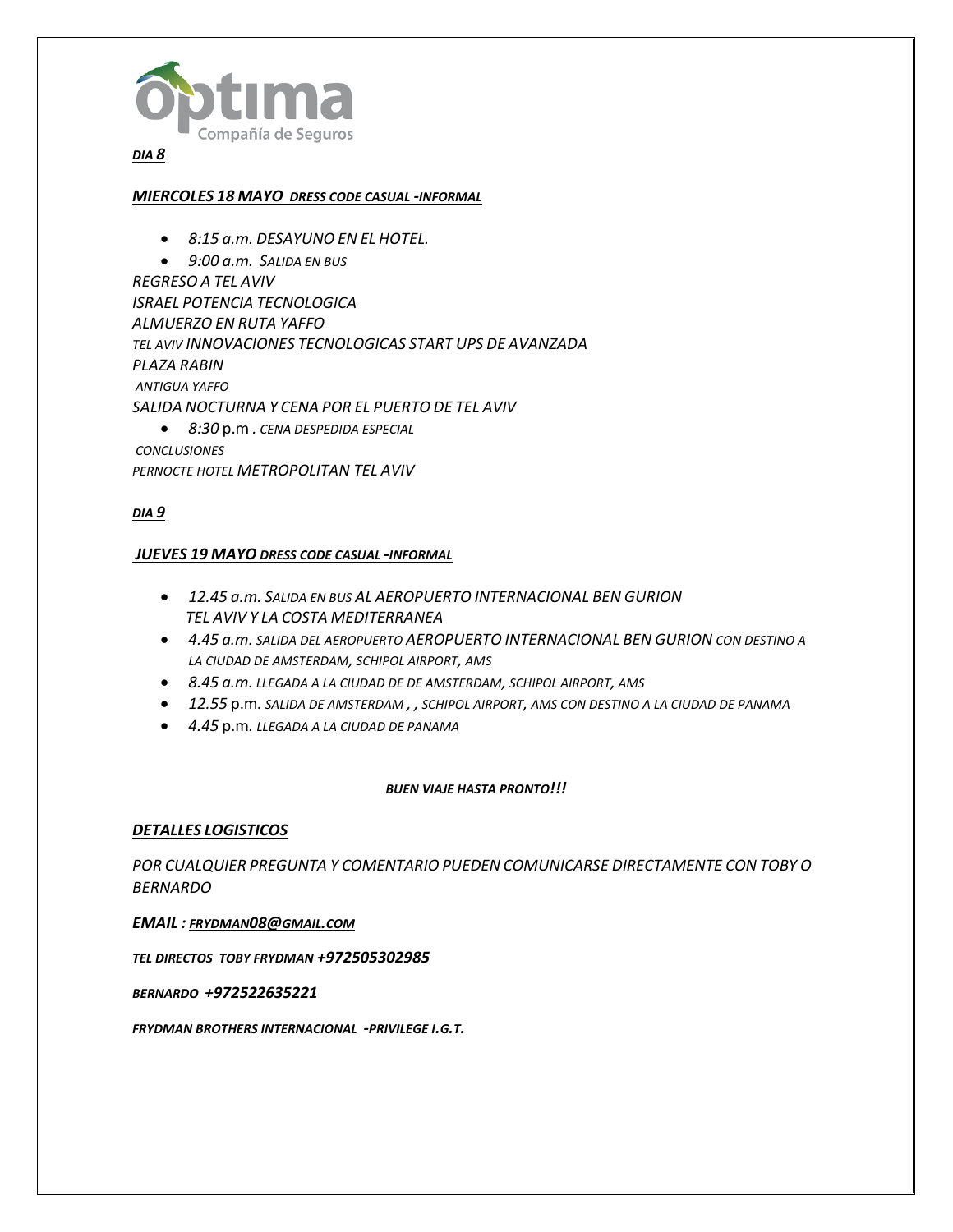***DIA 8***

***MIERCOLES 18 MAYO DRESS CODE CASUAL -INFORMAL***

- *8:15 a.m. DESAYUNO EN EL HOTEL.*
- *9:00 a.m. SALIDA EN BUS*

*REGRESO A TEL AVIV*
*ISRAEL POTENCIA TECNOLOGICA*
*ALMUERZO EN RUTA YAFFO*
*TEL AVIV INNOVACIONES TECNOLOGICAS START UPS DE AVANZADA*
*PLAZA RABIN*
*ANTIGUA YAFFO*
*SALIDA NOCTURNA Y CENA POR EL PUERTO DE TEL AVIV*

- *8:30 p.m . CENA DESPEDIDA ESPECIAL*

*CONCLUSIONES*
*PERNOCTE HOTEL METROPOLITAN TEL AVIV*

***DIA 9***

***JUEVES 19 MAYO DRESS CODE CASUAL -INFORMAL***

- *12.45 a.m. SALIDA EN BUS AL AEROPUERTO INTERNACIONAL BEN GURION TEL AVIV Y LA COSTA MEDITERRANEA*
- *4.45 a.m. SALIDA DEL AEROPUERTO AEROPUERTO INTERNACIONAL BEN GURION CON DESTINO A LA CIUDAD DE AMSTERDAM, SCHIPOL AIRPORT, AMS*
- *8.45 a.m. LLEGADA A LA CIUDAD DE DE AMSTERDAM, SCHIPOL AIRPORT, AMS*
- *12.55 p.m. SALIDA DE AMSTERDAM , , SCHIPOL AIRPORT, AMS CON DESTINO A LA CIUDAD DE PANAMA*
- *4.45 p.m. LLEGADA A LA CIUDAD DE PANAMA*

***BUEN VIAJE HASTA PRONTO!!!***

***DETALLES LOGISTICOS***

*POR CUALQUIER PREGUNTA Y COMENTARIO PUEDEN COMUNICARSE DIRECTAMENTE CON TOBY O BERNARDO*

***EMAIL : FRYDMAN08@GMAIL.COM***

***TEL DIRECTOS TOBY FRYDMAN +972505302985***

***BERNARDO +972522635221***

***FRYDMAN BROTHERS INTERNACIONAL -PRIVILEGE I.G.T.***